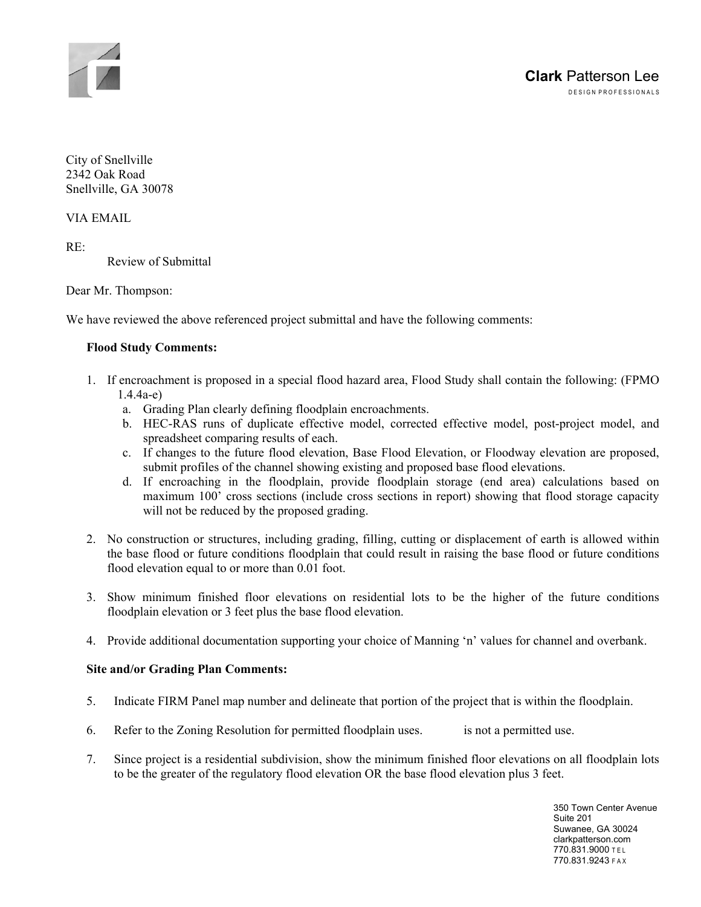**Clark** Patterson Lee
DESIGN PROFESSIONALS

City of Snellville
2342 Oak Road
Snellville, GA 30078

VIA EMAIL

RE:
Review of Submittal

Dear Mr. Thompson:

We have reviewed the above referenced project submittal and have the following comments:

**Flood Study Comments:**

1. If encroachment is proposed in a special flood hazard area, Flood Study shall contain the following: (FPMO 1.4.4a-e)
   a. Grading Plan clearly defining floodplain encroachments.
   b. HEC-RAS runs of duplicate effective model, corrected effective model, post-project model, and spreadsheet comparing results of each.
   c. If changes to the future flood elevation, Base Flood Elevation, or Floodway elevation are proposed, submit profiles of the channel showing existing and proposed base flood elevations.
   d. If encroaching in the floodplain, provide floodplain storage (end area) calculations based on maximum 100' cross sections (include cross sections in report) showing that flood storage capacity will not be reduced by the proposed grading.

2. No construction or structures, including grading, filling, cutting or displacement of earth is allowed within the base flood or future conditions floodplain that could result in raising the base flood or future conditions flood elevation equal to or more than 0.01 foot.

3. Show minimum finished floor elevations on residential lots to be the higher of the future conditions floodplain elevation or 3 feet plus the base flood elevation.

4. Provide additional documentation supporting your choice of Manning 'n' values for channel and overbank.

**Site and/or Grading Plan Comments:**

5. Indicate FIRM Panel map number and delineate that portion of the project that is within the floodplain.

6. Refer to the Zoning Resolution for permitted floodplain uses. is not a permitted use.

7. Since project is a residential subdivision, show the minimum finished floor elevations on all floodplain lots to be the greater of the regulatory flood elevation OR the base flood elevation plus 3 feet.

350 Town Center Avenue
Suite 201
Suwanee, GA 30024
clarkpatterson.com
770.831.9000 TEL
770.831.9243 FAX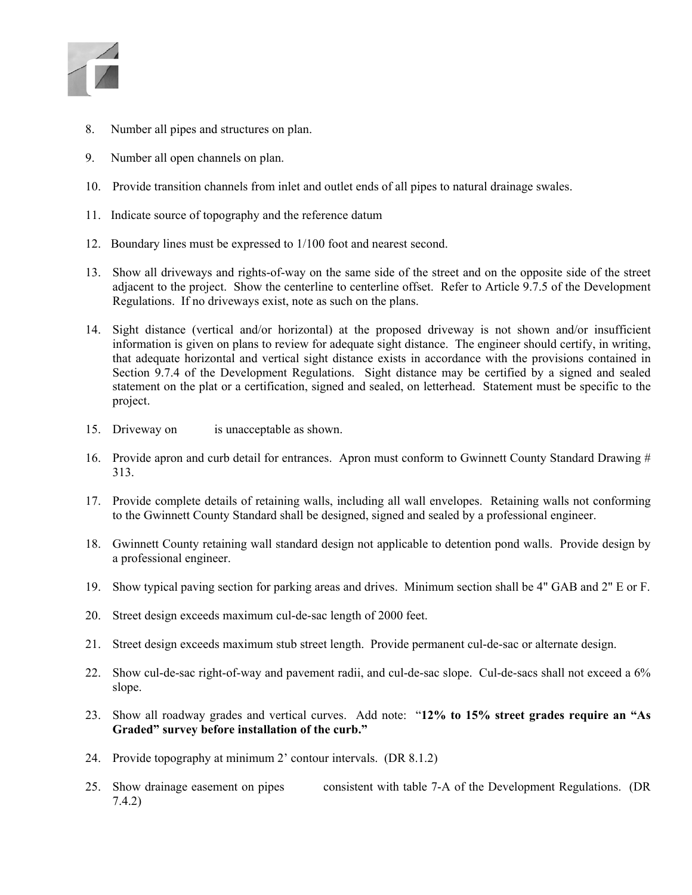8. Number all pipes and structures on plan.

9. Number all open channels on plan.

10. Provide transition channels from inlet and outlet ends of all pipes to natural drainage swales.

11. Indicate source of topography and the reference datum

12. Boundary lines must be expressed to 1/100 foot and nearest second.

13. Show all driveways and rights-of-way on the same side of the street and on the opposite side of the street adjacent to the project. Show the centerline to centerline offset. Refer to Article 9.7.5 of the Development Regulations. If no driveways exist, note as such on the plans.

14. Sight distance (vertical and/or horizontal) at the proposed driveway is not shown and/or insufficient information is given on plans to review for adequate sight distance. The engineer should certify, in writing, that adequate horizontal and vertical sight distance exists in accordance with the provisions contained in Section 9.7.4 of the Development Regulations. Sight distance may be certified by a signed and sealed statement on the plat or a certification, signed and sealed, on letterhead. Statement must be specific to the project.

15. Driveway on          is unacceptable as shown.

16. Provide apron and curb detail for entrances. Apron must conform to Gwinnett County Standard Drawing # 313.

17. Provide complete details of retaining walls, including all wall envelopes. Retaining walls not conforming to the Gwinnett County Standard shall be designed, signed and sealed by a professional engineer.

18. Gwinnett County retaining wall standard design not applicable to detention pond walls. Provide design by a professional engineer.

19. Show typical paving section for parking areas and drives. Minimum section shall be 4" GAB and 2" E or F.

20. Street design exceeds maximum cul-de-sac length of 2000 feet.

21. Street design exceeds maximum stub street length. Provide permanent cul-de-sac or alternate design.

22. Show cul-de-sac right-of-way and pavement radii, and cul-de-sac slope. Cul-de-sacs shall not exceed a 6% slope.

23. Show all roadway grades and vertical curves. Add note: "**12% to 15% street grades require an "As Graded" survey before installation of the curb.**"

24. Provide topography at minimum 2' contour intervals. (DR 8.1.2)

25. Show drainage easement on pipes          consistent with table 7-A of the Development Regulations. (DR 7.4.2)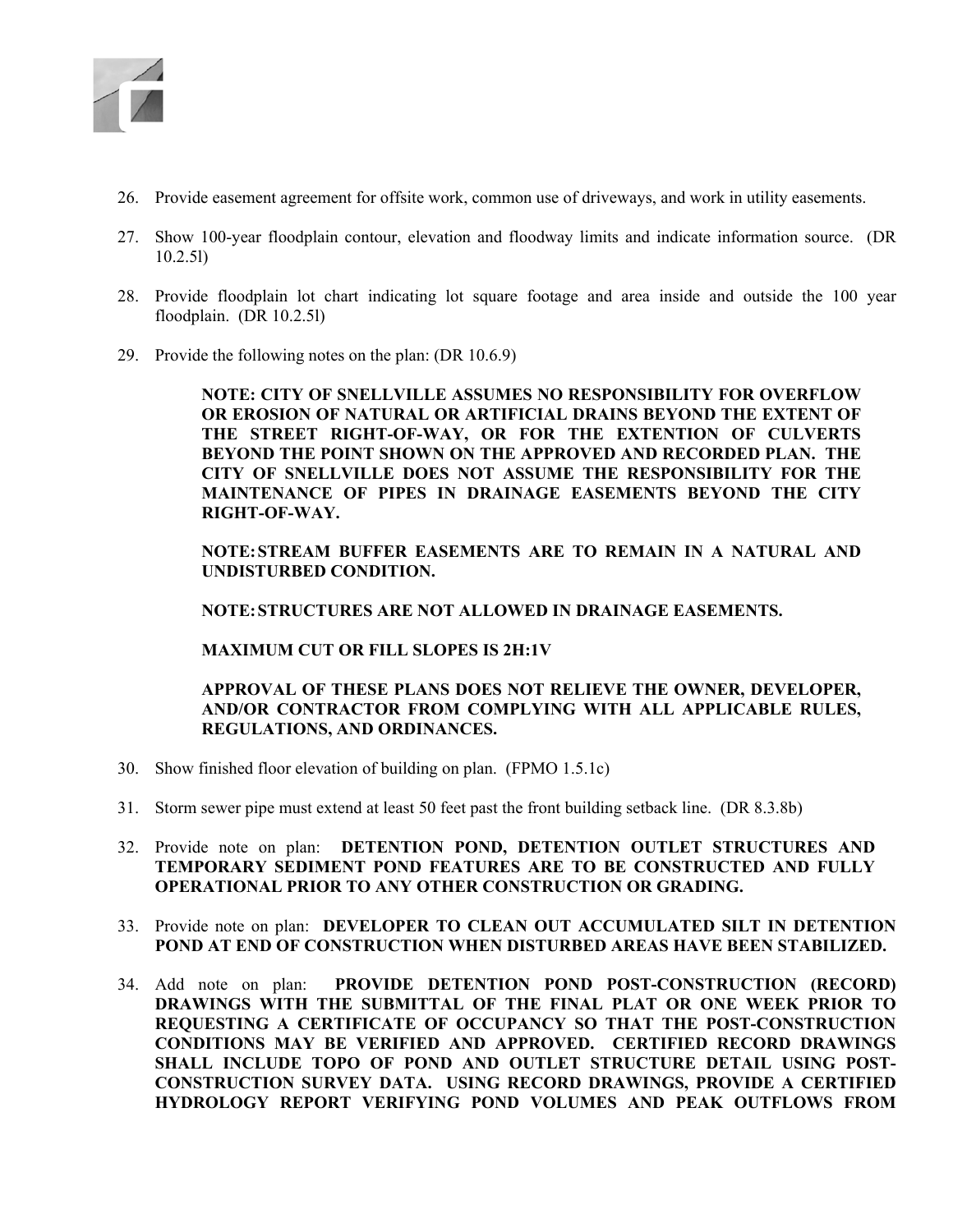26. Provide easement agreement for offsite work, common use of driveways, and work in utility easements.

27. Show 100-year floodplain contour, elevation and floodway limits and indicate information source. (DR 10.2.5l)

28. Provide floodplain lot chart indicating lot square footage and area inside and outside the 100 year floodplain. (DR 10.2.5l)

29. Provide the following notes on the plan: (DR 10.6.9)

    **NOTE: CITY OF SNELLVILLE ASSUMES NO RESPONSIBILITY FOR OVERFLOW OR EROSION OF NATURAL OR ARTIFICIAL DRAINS BEYOND THE EXTENT OF THE STREET RIGHT-OF-WAY, OR FOR THE EXTENTION OF CULVERTS BEYOND THE POINT SHOWN ON THE APPROVED AND RECORDED PLAN. THE CITY OF SNELLVILLE DOES NOT ASSUME THE RESPONSIBILITY FOR THE MAINTENANCE OF PIPES IN DRAINAGE EASEMENTS BEYOND THE CITY RIGHT-OF-WAY.**

    **NOTE: STREAM BUFFER EASEMENTS ARE TO REMAIN IN A NATURAL AND UNDISTURBED CONDITION.**

    **NOTE: STRUCTURES ARE NOT ALLOWED IN DRAINAGE EASEMENTS.**

    **MAXIMUM CUT OR FILL SLOPES IS 2H:1V**

    **APPROVAL OF THESE PLANS DOES NOT RELIEVE THE OWNER, DEVELOPER, AND/OR CONTRACTOR FROM COMPLYING WITH ALL APPLICABLE RULES, REGULATIONS, AND ORDINANCES.**

30. Show finished floor elevation of building on plan. (FPMO 1.5.1c)

31. Storm sewer pipe must extend at least 50 feet past the front building setback line. (DR 8.3.8b)

32. Provide note on plan: **DETENTION POND, DETENTION OUTLET STRUCTURES AND TEMPORARY SEDIMENT POND FEATURES ARE TO BE CONSTRUCTED AND FULLY OPERATIONAL PRIOR TO ANY OTHER CONSTRUCTION OR GRADING.**

33. Provide note on plan: **DEVELOPER TO CLEAN OUT ACCUMULATED SILT IN DETENTION POND AT END OF CONSTRUCTION WHEN DISTURBED AREAS HAVE BEEN STABILIZED.**

34. Add note on plan: **PROVIDE DETENTION POND POST-CONSTRUCTION (RECORD) DRAWINGS WITH THE SUBMITTAL OF THE FINAL PLAT OR ONE WEEK PRIOR TO REQUESTING A CERTIFICATE OF OCCUPANCY SO THAT THE POST-CONSTRUCTION CONDITIONS MAY BE VERIFIED AND APPROVED. CERTIFIED RECORD DRAWINGS SHALL INCLUDE TOPO OF POND AND OUTLET STRUCTURE DETAIL USING POST-CONSTRUCTION SURVEY DATA. USING RECORD DRAWINGS, PROVIDE A CERTIFIED HYDROLOGY REPORT VERIFYING POND VOLUMES AND PEAK OUTFLOWS FROM**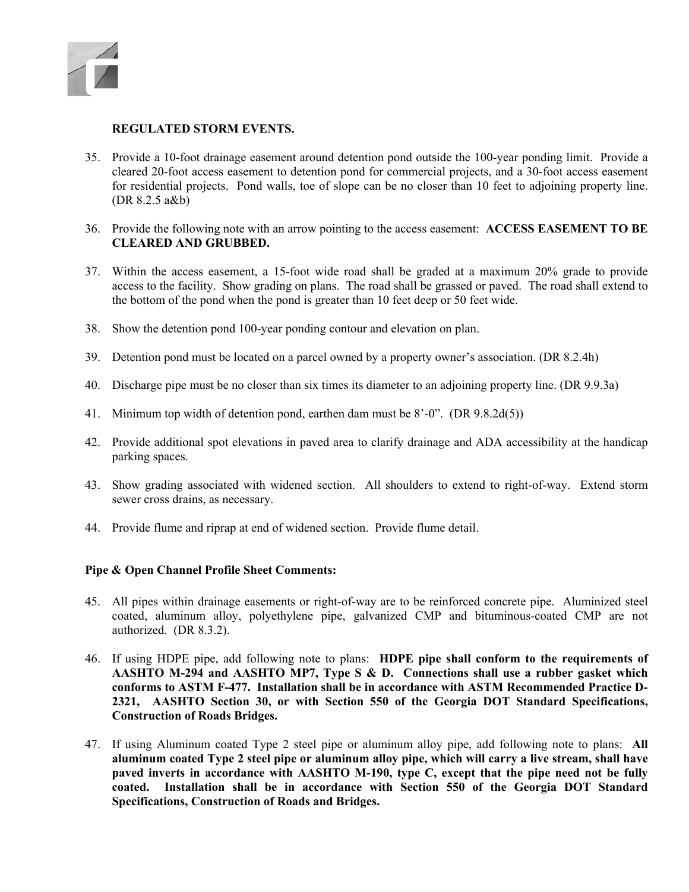**REGULATED STORM EVENTS.**

35. Provide a 10-foot drainage easement around detention pond outside the 100-year ponding limit. Provide a cleared 20-foot access easement to detention pond for commercial projects, and a 30-foot access easement for residential projects. Pond walls, toe of slope can be no closer than 10 feet to adjoining property line. (DR 8.2.5 a&b)

36. Provide the following note with an arrow pointing to the access easement: **ACCESS EASEMENT TO BE CLEARED AND GRUBBED.**

37. Within the access easement, a 15-foot wide road shall be graded at a maximum 20% grade to provide access to the facility. Show grading on plans. The road shall be grassed or paved. The road shall extend to the bottom of the pond when the pond is greater than 10 feet deep or 50 feet wide.

38. Show the detention pond 100-year ponding contour and elevation on plan.

39. Detention pond must be located on a parcel owned by a property owner's association. (DR 8.2.4h)

40. Discharge pipe must be no closer than six times its diameter to an adjoining property line. (DR 9.9.3a)

41. Minimum top width of detention pond, earthen dam must be 8'-0". (DR 9.8.2d(5))

42. Provide additional spot elevations in paved area to clarify drainage and ADA accessibility at the handicap parking spaces.

43. Show grading associated with widened section. All shoulders to extend to right-of-way. Extend storm sewer cross drains, as necessary.

44. Provide flume and riprap at end of widened section. Provide flume detail.

**Pipe & Open Channel Profile Sheet Comments:**

45. All pipes within drainage easements or right-of-way are to be reinforced concrete pipe. Aluminized steel coated, aluminum alloy, polyethylene pipe, galvanized CMP and bituminous-coated CMP are not authorized. (DR 8.3.2).

46. If using HDPE pipe, add following note to plans: **HDPE pipe shall conform to the requirements of AASHTO M-294 and AASHTO MP7, Type S & D. Connections shall use a rubber gasket which conforms to ASTM F-477. Installation shall be in accordance with ASTM Recommended Practice D-2321, AASHTO Section 30, or with Section 550 of the Georgia DOT Standard Specifications, Construction of Roads Bridges.**

47. If using Aluminum coated Type 2 steel pipe or aluminum alloy pipe, add following note to plans: **All aluminum coated Type 2 steel pipe or aluminum alloy pipe, which will carry a live stream, shall have paved inverts in accordance with AASHTO M-190, type C, except that the pipe need not be fully coated. Installation shall be in accordance with Section 550 of the Georgia DOT Standard Specifications, Construction of Roads and Bridges.**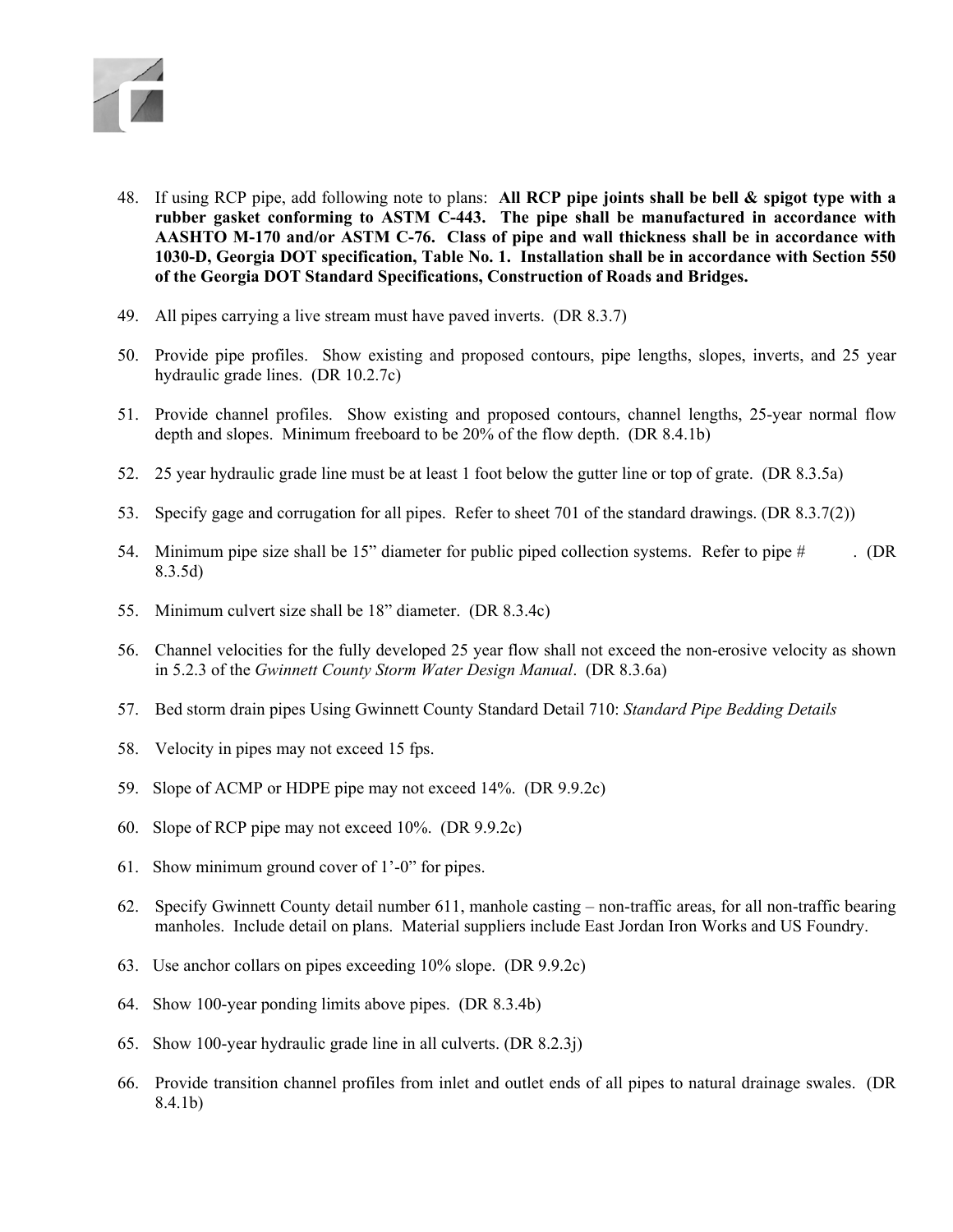48. If using RCP pipe, add following note to plans: **All RCP pipe joints shall be bell & spigot type with a rubber gasket conforming to ASTM C-443. The pipe shall be manufactured in accordance with AASHTO M-170 and/or ASTM C-76. Class of pipe and wall thickness shall be in accordance with 1030-D, Georgia DOT specification, Table No. 1. Installation shall be in accordance with Section 550 of the Georgia DOT Standard Specifications, Construction of Roads and Bridges.**

49. All pipes carrying a live stream must have paved inverts. (DR 8.3.7)

50. Provide pipe profiles. Show existing and proposed contours, pipe lengths, slopes, inverts, and 25 year hydraulic grade lines. (DR 10.2.7c)

51. Provide channel profiles. Show existing and proposed contours, channel lengths, 25-year normal flow depth and slopes. Minimum freeboard to be 20% of the flow depth. (DR 8.4.1b)

52. 25 year hydraulic grade line must be at least 1 foot below the gutter line or top of grate. (DR 8.3.5a)

53. Specify gage and corrugation for all pipes. Refer to sheet 701 of the standard drawings. (DR 8.3.7(2))

54. Minimum pipe size shall be 15" diameter for public piped collection systems. Refer to pipe # . (DR 8.3.5d)

55. Minimum culvert size shall be 18" diameter. (DR 8.3.4c)

56. Channel velocities for the fully developed 25 year flow shall not exceed the non-erosive velocity as shown in 5.2.3 of the *Gwinnett County Storm Water Design Manual*. (DR 8.3.6a)

57. Bed storm drain pipes Using Gwinnett County Standard Detail 710: *Standard Pipe Bedding Details*

58. Velocity in pipes may not exceed 15 fps.

59. Slope of ACMP or HDPE pipe may not exceed 14%. (DR 9.9.2c)

60. Slope of RCP pipe may not exceed 10%. (DR 9.9.2c)

61. Show minimum ground cover of 1'-0" for pipes.

62. Specify Gwinnett County detail number 611, manhole casting – non-traffic areas, for all non-traffic bearing manholes. Include detail on plans. Material suppliers include East Jordan Iron Works and US Foundry.

63. Use anchor collars on pipes exceeding 10% slope. (DR 9.9.2c)

64. Show 100-year ponding limits above pipes. (DR 8.3.4b)

65. Show 100-year hydraulic grade line in all culverts. (DR 8.2.3j)

66. Provide transition channel profiles from inlet and outlet ends of all pipes to natural drainage swales. (DR 8.4.1b)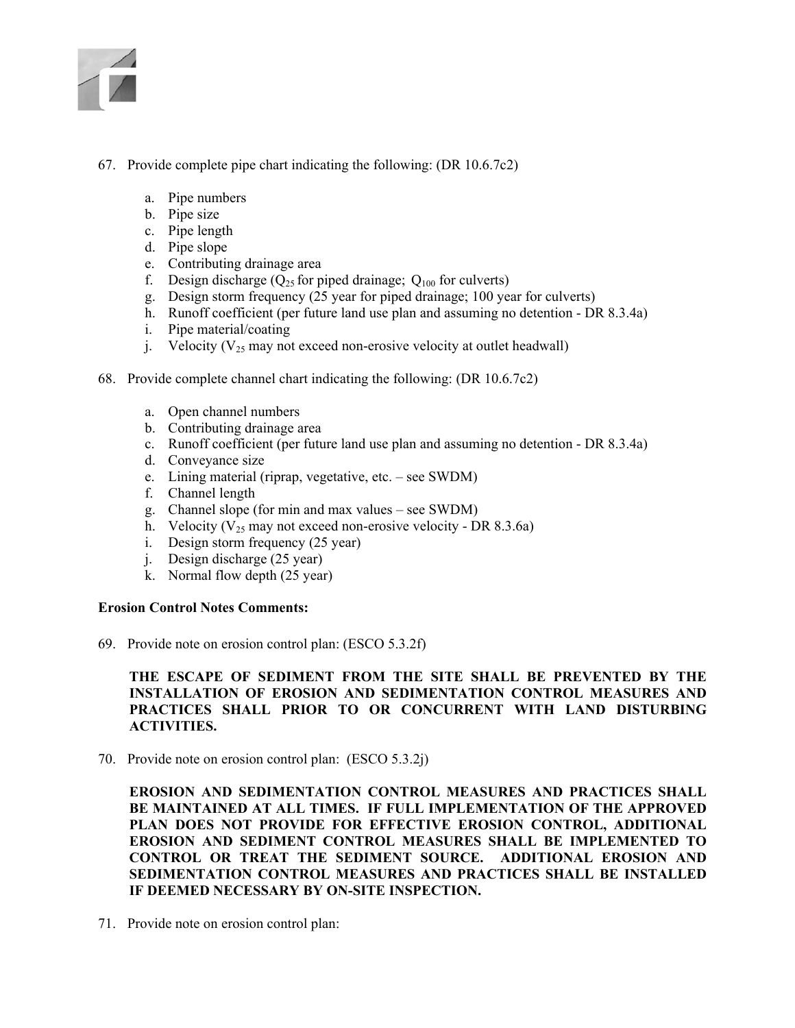67. Provide complete pipe chart indicating the following: (DR 10.6.7c2)

    a. Pipe numbers
    b. Pipe size
    c. Pipe length
    d. Pipe slope
    e. Contributing drainage area
    f. Design discharge ($Q_{25}$ for piped drainage; $Q_{100}$ for culverts)
    g. Design storm frequency (25 year for piped drainage; 100 year for culverts)
    h. Runoff coefficient (per future land use plan and assuming no detention - DR 8.3.4a)
    i. Pipe material/coating
    j. Velocity ($V_{25}$ may not exceed non-erosive velocity at outlet headwall)

68. Provide complete channel chart indicating the following: (DR 10.6.7c2)

    a. Open channel numbers
    b. Contributing drainage area
    c. Runoff coefficient (per future land use plan and assuming no detention - DR 8.3.4a)
    d. Conveyance size
    e. Lining material (riprap, vegetative, etc. – see SWDM)
    f. Channel length
    g. Channel slope (for min and max values – see SWDM)
    h. Velocity ($V_{25}$ may not exceed non-erosive velocity - DR 8.3.6a)
    i. Design storm frequency (25 year)
    j. Design discharge (25 year)
    k. Normal flow depth (25 year)

**Erosion Control Notes Comments:**

69. Provide note on erosion control plan: (ESCO 5.3.2f)

    **THE ESCAPE OF SEDIMENT FROM THE SITE SHALL BE PREVENTED BY THE INSTALLATION OF EROSION AND SEDIMENTATION CONTROL MEASURES AND PRACTICES SHALL PRIOR TO OR CONCURRENT WITH LAND DISTURBING ACTIVITIES.**

70. Provide note on erosion control plan: (ESCO 5.3.2j)

    **EROSION AND SEDIMENTATION CONTROL MEASURES AND PRACTICES SHALL BE MAINTAINED AT ALL TIMES. IF FULL IMPLEMENTATION OF THE APPROVED PLAN DOES NOT PROVIDE FOR EFFECTIVE EROSION CONTROL, ADDITIONAL EROSION AND SEDIMENT CONTROL MEASURES SHALL BE IMPLEMENTED TO CONTROL OR TREAT THE SEDIMENT SOURCE. ADDITIONAL EROSION AND SEDIMENTATION CONTROL MEASURES AND PRACTICES SHALL BE INSTALLED IF DEEMED NECESSARY BY ON-SITE INSPECTION.**

71. Provide note on erosion control plan: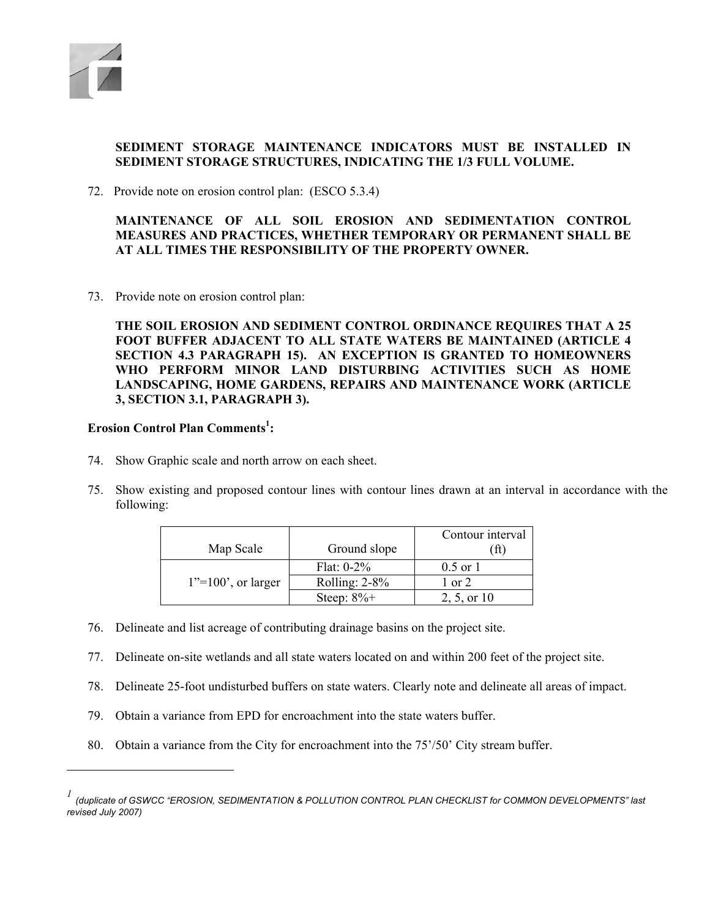**SEDIMENT STORAGE MAINTENANCE INDICATORS MUST BE INSTALLED IN SEDIMENT STORAGE STRUCTURES, INDICATING THE 1/3 FULL VOLUME.**

72. Provide note on erosion control plan: (ESCO 5.3.4)

    **MAINTENANCE OF ALL SOIL EROSION AND SEDIMENTATION CONTROL MEASURES AND PRACTICES, WHETHER TEMPORARY OR PERMANENT SHALL BE AT ALL TIMES THE RESPONSIBILITY OF THE PROPERTY OWNER.**

73. Provide note on erosion control plan:

    **THE SOIL EROSION AND SEDIMENT CONTROL ORDINANCE REQUIRES THAT A 25 FOOT BUFFER ADJACENT TO ALL STATE WATERS BE MAINTAINED (ARTICLE 4 SECTION 4.3 PARAGRAPH 15). AN EXCEPTION IS GRANTED TO HOMEOWNERS WHO PERFORM MINOR LAND DISTURBING ACTIVITIES SUCH AS HOME LANDSCAPING, HOME GARDENS, REPAIRS AND MAINTENANCE WORK (ARTICLE 3, SECTION 3.1, PARAGRAPH 3).**

**Erosion Control Plan Comments[1]:**

74. Show Graphic scale and north arrow on each sheet.

75. Show existing and proposed contour lines with contour lines drawn at an interval in accordance with the following:

| Map Scale | Ground slope | Contour interval (ft) |
|---|---|---|
| 1"=100', or larger | Flat: 0-2% | 0.5 or 1 |
| | Rolling: 2-8% | 1 or 2 |
| | Steep: 8%+ | 2, 5, or 10 |

76. Delineate and list acreage of contributing drainage basins on the project site.

77. Delineate on-site wetlands and all state waters located on and within 200 feet of the project site.

78. Delineate 25-foot undisturbed buffers on state waters. Clearly note and delineate all areas of impact.

79. Obtain a variance from EPD for encroachment into the state waters buffer.

80. Obtain a variance from the City for encroachment into the 75'/50' City stream buffer.

---

[1] *(duplicate of GSWCC "EROSION, SEDIMENTATION & POLLUTION CONTROL PLAN CHECKLIST for COMMON DEVELOPMENTS" last revised July 2007)*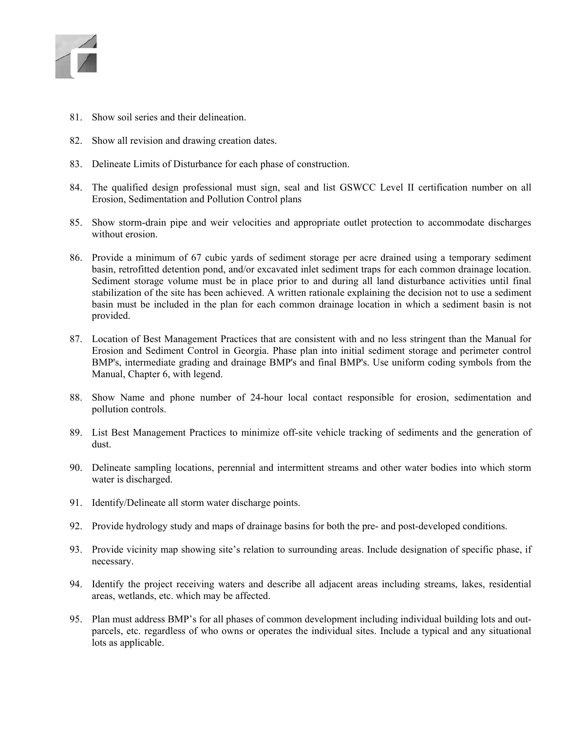81. Show soil series and their delineation.

82. Show all revision and drawing creation dates.

83. Delineate Limits of Disturbance for each phase of construction.

84. The qualified design professional must sign, seal and list GSWCC Level II certification number on all Erosion, Sedimentation and Pollution Control plans

85. Show storm-drain pipe and weir velocities and appropriate outlet protection to accommodate discharges without erosion.

86. Provide a minimum of 67 cubic yards of sediment storage per acre drained using a temporary sediment basin, retrofitted detention pond, and/or excavated inlet sediment traps for each common drainage location. Sediment storage volume must be in place prior to and during all land disturbance activities until final stabilization of the site has been achieved. A written rationale explaining the decision not to use a sediment basin must be included in the plan for each common drainage location in which a sediment basin is not provided.

87. Location of Best Management Practices that are consistent with and no less stringent than the Manual for Erosion and Sediment Control in Georgia. Phase plan into initial sediment storage and perimeter control BMP's, intermediate grading and drainage BMP's and final BMP's. Use uniform coding symbols from the Manual, Chapter 6, with legend.

88. Show Name and phone number of 24-hour local contact responsible for erosion, sedimentation and pollution controls.

89. List Best Management Practices to minimize off-site vehicle tracking of sediments and the generation of dust.

90. Delineate sampling locations, perennial and intermittent streams and other water bodies into which storm water is discharged.

91. Identify/Delineate all storm water discharge points.

92. Provide hydrology study and maps of drainage basins for both the pre- and post-developed conditions.

93. Provide vicinity map showing site's relation to surrounding areas. Include designation of specific phase, if necessary.

94. Identify the project receiving waters and describe all adjacent areas including streams, lakes, residential areas, wetlands, etc. which may be affected.

95. Plan must address BMP's for all phases of common development including individual building lots and out-parcels, etc. regardless of who owns or operates the individual sites. Include a typical and any situational lots as applicable.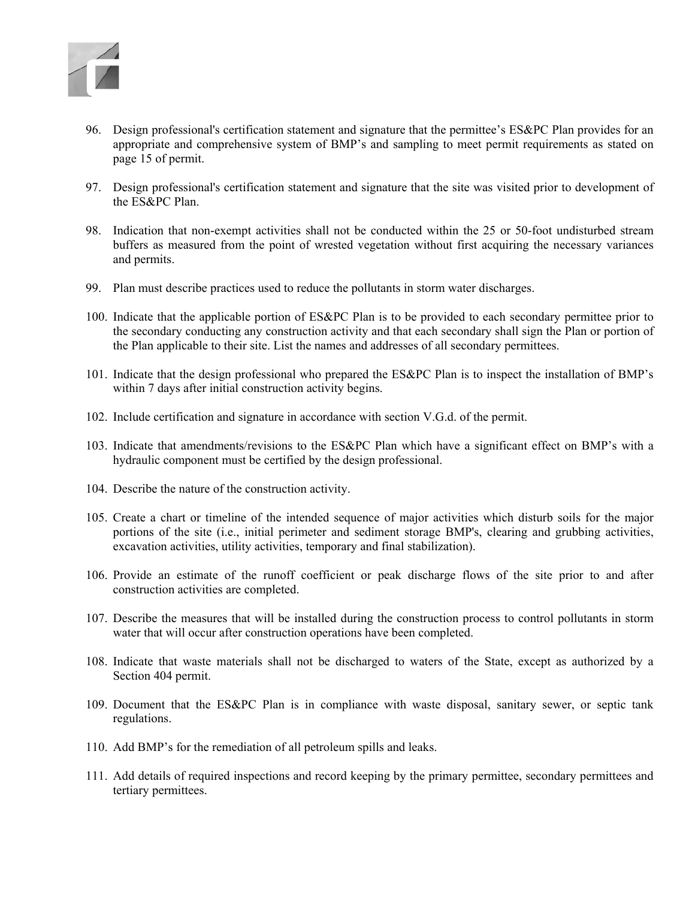96. Design professional's certification statement and signature that the permittee's ES&PC Plan provides for an appropriate and comprehensive system of BMP's and sampling to meet permit requirements as stated on page 15 of permit.

97. Design professional's certification statement and signature that the site was visited prior to development of the ES&PC Plan.

98. Indication that non-exempt activities shall not be conducted within the 25 or 50-foot undisturbed stream buffers as measured from the point of wrested vegetation without first acquiring the necessary variances and permits.

99. Plan must describe practices used to reduce the pollutants in storm water discharges.

100. Indicate that the applicable portion of ES&PC Plan is to be provided to each secondary permittee prior to the secondary conducting any construction activity and that each secondary shall sign the Plan or portion of the Plan applicable to their site. List the names and addresses of all secondary permittees.

101. Indicate that the design professional who prepared the ES&PC Plan is to inspect the installation of BMP's within 7 days after initial construction activity begins.

102. Include certification and signature in accordance with section V.G.d. of the permit.

103. Indicate that amendments/revisions to the ES&PC Plan which have a significant effect on BMP's with a hydraulic component must be certified by the design professional.

104. Describe the nature of the construction activity.

105. Create a chart or timeline of the intended sequence of major activities which disturb soils for the major portions of the site (i.e., initial perimeter and sediment storage BMP's, clearing and grubbing activities, excavation activities, utility activities, temporary and final stabilization).

106. Provide an estimate of the runoff coefficient or peak discharge flows of the site prior to and after construction activities are completed.

107. Describe the measures that will be installed during the construction process to control pollutants in storm water that will occur after construction operations have been completed.

108. Indicate that waste materials shall not be discharged to waters of the State, except as authorized by a Section 404 permit.

109. Document that the ES&PC Plan is in compliance with waste disposal, sanitary sewer, or septic tank regulations.

110. Add BMP's for the remediation of all petroleum spills and leaks.

111. Add details of required inspections and record keeping by the primary permittee, secondary permittees and tertiary permittees.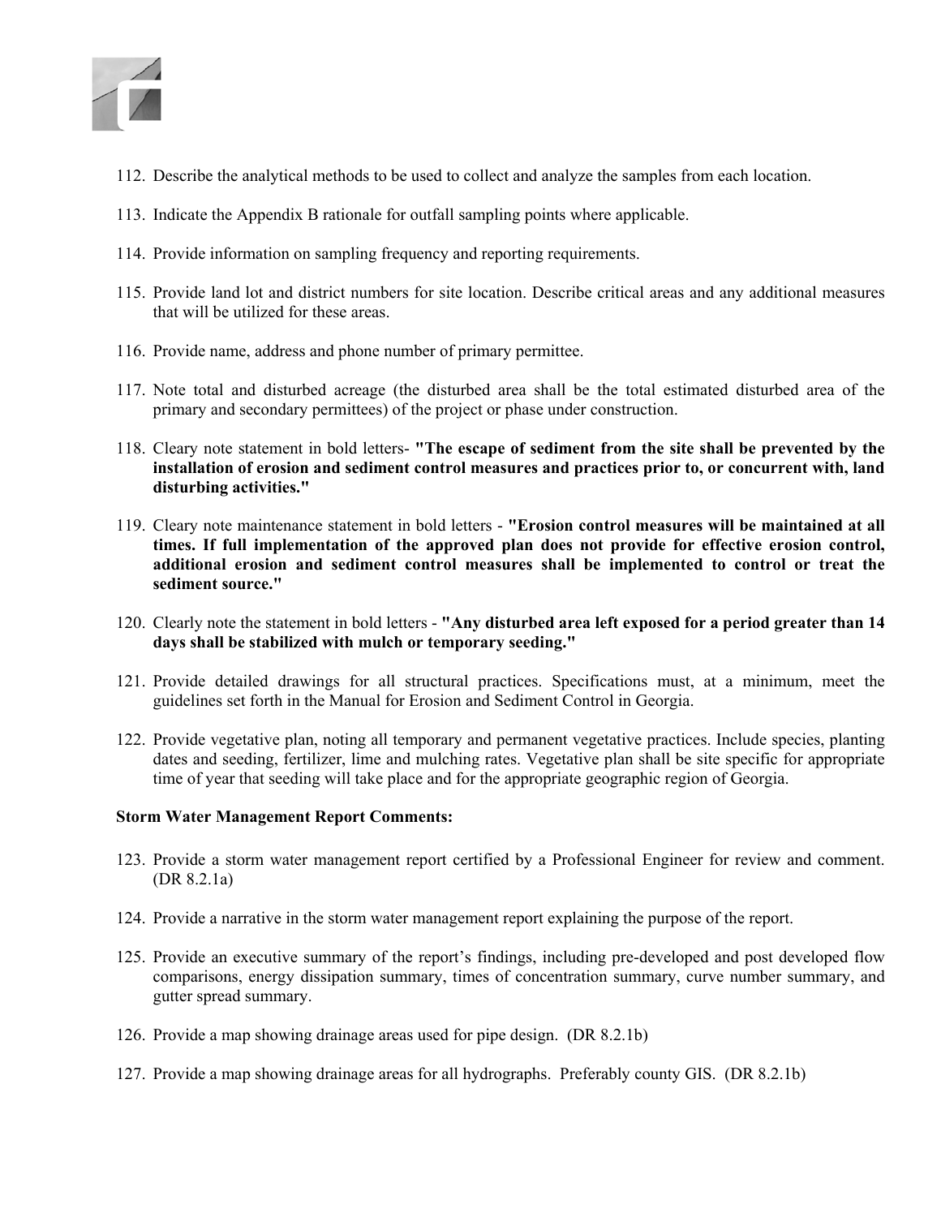112. Describe the analytical methods to be used to collect and analyze the samples from each location.

113. Indicate the Appendix B rationale for outfall sampling points where applicable.

114. Provide information on sampling frequency and reporting requirements.

115. Provide land lot and district numbers for site location. Describe critical areas and any additional measures that will be utilized for these areas.

116. Provide name, address and phone number of primary permittee.

117. Note total and disturbed acreage (the disturbed area shall be the total estimated disturbed area of the primary and secondary permittees) of the project or phase under construction.

118. Cleary note statement in bold letters- **"The escape of sediment from the site shall be prevented by the installation of erosion and sediment control measures and practices prior to, or concurrent with, land disturbing activities."**

119. Cleary note maintenance statement in bold letters - **"Erosion control measures will be maintained at all times. If full implementation of the approved plan does not provide for effective erosion control, additional erosion and sediment control measures shall be implemented to control or treat the sediment source."**

120. Clearly note the statement in bold letters - **"Any disturbed area left exposed for a period greater than 14 days shall be stabilized with mulch or temporary seeding."**

121. Provide detailed drawings for all structural practices. Specifications must, at a minimum, meet the guidelines set forth in the Manual for Erosion and Sediment Control in Georgia.

122. Provide vegetative plan, noting all temporary and permanent vegetative practices. Include species, planting dates and seeding, fertilizer, lime and mulching rates. Vegetative plan shall be site specific for appropriate time of year that seeding will take place and for the appropriate geographic region of Georgia.

**Storm Water Management Report Comments:**

123. Provide a storm water management report certified by a Professional Engineer for review and comment. (DR 8.2.1a)

124. Provide a narrative in the storm water management report explaining the purpose of the report.

125. Provide an executive summary of the report's findings, including pre-developed and post developed flow comparisons, energy dissipation summary, times of concentration summary, curve number summary, and gutter spread summary.

126. Provide a map showing drainage areas used for pipe design. (DR 8.2.1b)

127. Provide a map showing drainage areas for all hydrographs. Preferably county GIS. (DR 8.2.1b)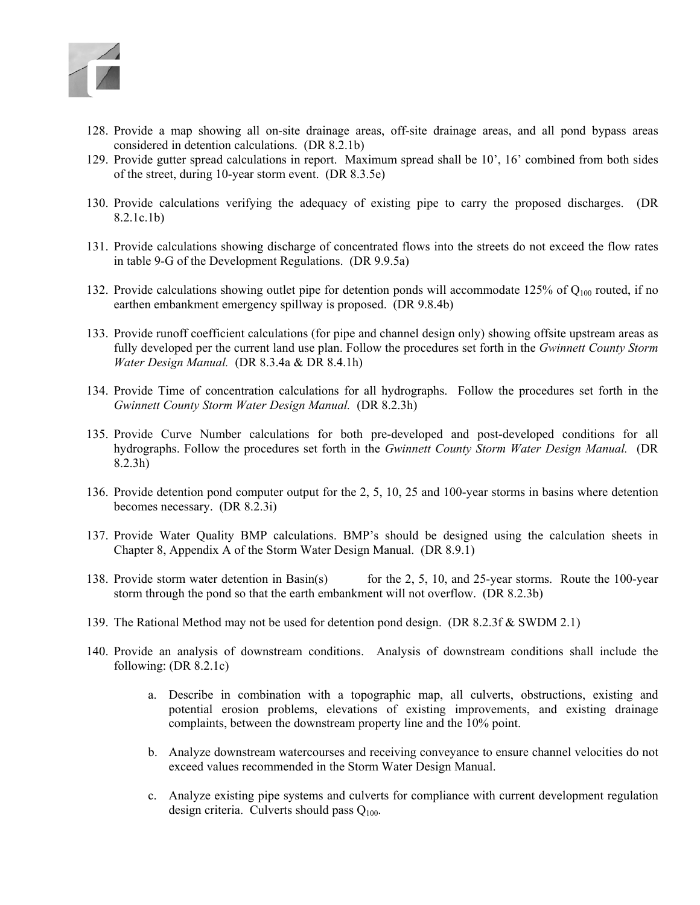128. Provide a map showing all on-site drainage areas, off-site drainage areas, and all pond bypass areas considered in detention calculations. (DR 8.2.1b)
129. Provide gutter spread calculations in report. Maximum spread shall be 10', 16' combined from both sides of the street, during 10-year storm event. (DR 8.3.5e)
130. Provide calculations verifying the adequacy of existing pipe to carry the proposed discharges. (DR 8.2.1c.1b)
131. Provide calculations showing discharge of concentrated flows into the streets do not exceed the flow rates in table 9-G of the Development Regulations. (DR 9.9.5a)
132. Provide calculations showing outlet pipe for detention ponds will accommodate 125% of $Q_{100}$ routed, if no earthen embankment emergency spillway is proposed. (DR 9.8.4b)
133. Provide runoff coefficient calculations (for pipe and channel design only) showing offsite upstream areas as fully developed per the current land use plan. Follow the procedures set forth in the *Gwinnett County Storm Water Design Manual.* (DR 8.3.4a & DR 8.4.1h)
134. Provide Time of concentration calculations for all hydrographs. Follow the procedures set forth in the *Gwinnett County Storm Water Design Manual.* (DR 8.2.3h)
135. Provide Curve Number calculations for both pre-developed and post-developed conditions for all hydrographs. Follow the procedures set forth in the *Gwinnett County Storm Water Design Manual.* (DR 8.2.3h)
136. Provide detention pond computer output for the 2, 5, 10, 25 and 100-year storms in basins where detention becomes necessary. (DR 8.2.3i)
137. Provide Water Quality BMP calculations. BMP's should be designed using the calculation sheets in Chapter 8, Appendix A of the Storm Water Design Manual. (DR 8.9.1)
138. Provide storm water detention in Basin(s) for the 2, 5, 10, and 25-year storms. Route the 100-year storm through the pond so that the earth embankment will not overflow. (DR 8.2.3b)
139. The Rational Method may not be used for detention pond design. (DR 8.2.3f & SWDM 2.1)
140. Provide an analysis of downstream conditions. Analysis of downstream conditions shall include the following: (DR 8.2.1c)

    a. Describe in combination with a topographic map, all culverts, obstructions, existing and potential erosion problems, elevations of existing improvements, and existing drainage complaints, between the downstream property line and the 10% point.

    b. Analyze downstream watercourses and receiving conveyance to ensure channel velocities do not exceed values recommended in the Storm Water Design Manual.

    c. Analyze existing pipe systems and culverts for compliance with current development regulation design criteria. Culverts should pass $Q_{100}$.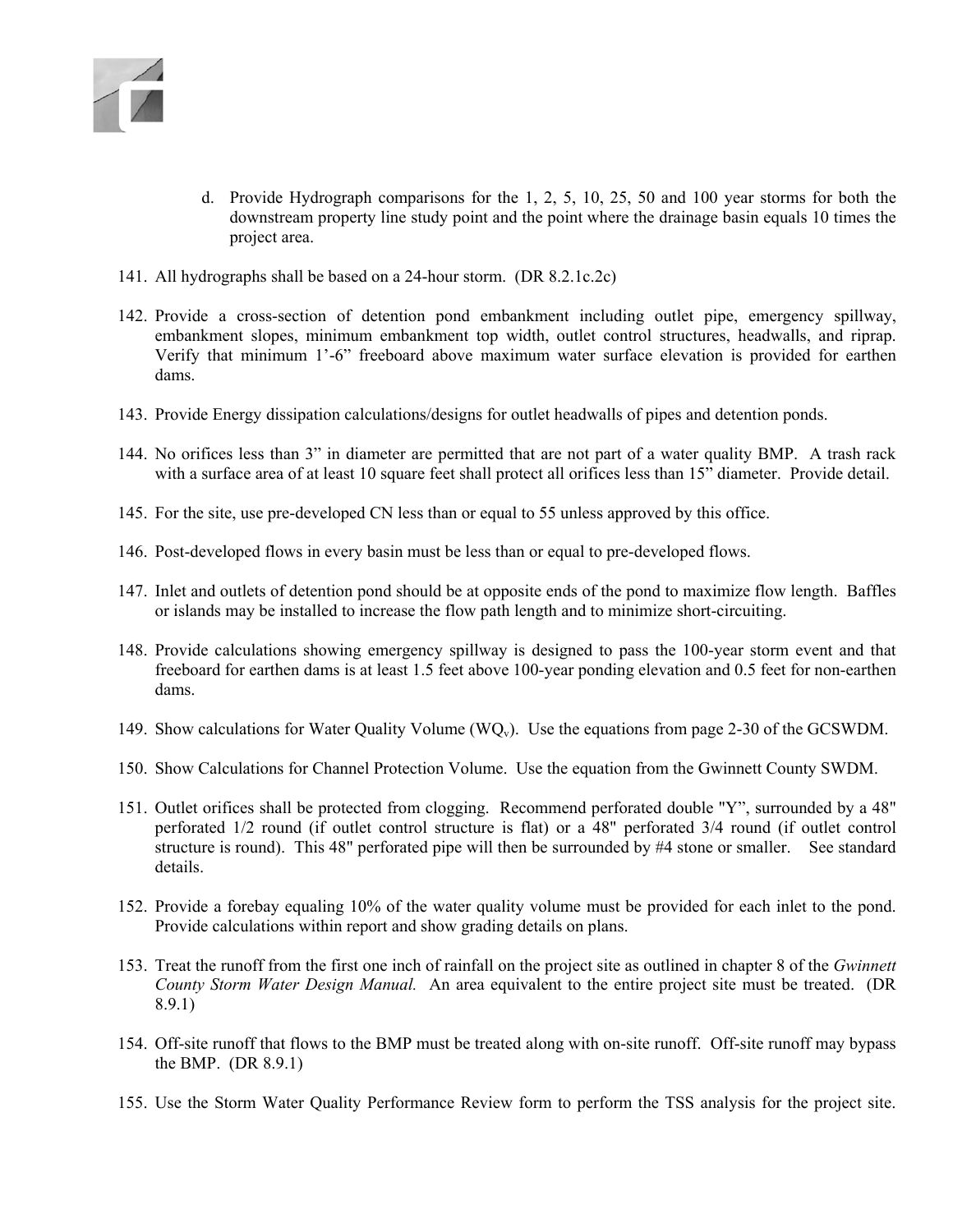d. Provide Hydrograph comparisons for the 1, 2, 5, 10, 25, 50 and 100 year storms for both the downstream property line study point and the point where the drainage basin equals 10 times the project area.

141. All hydrographs shall be based on a 24-hour storm. (DR 8.2.1c.2c)

142. Provide a cross-section of detention pond embankment including outlet pipe, emergency spillway, embankment slopes, minimum embankment top width, outlet control structures, headwalls, and riprap. Verify that minimum 1'-6" freeboard above maximum water surface elevation is provided for earthen dams.

143. Provide Energy dissipation calculations/designs for outlet headwalls of pipes and detention ponds.

144. No orifices less than 3" in diameter are permitted that are not part of a water quality BMP. A trash rack with a surface area of at least 10 square feet shall protect all orifices less than 15" diameter. Provide detail.

145. For the site, use pre-developed CN less than or equal to 55 unless approved by this office.

146. Post-developed flows in every basin must be less than or equal to pre-developed flows.

147. Inlet and outlets of detention pond should be at opposite ends of the pond to maximize flow length. Baffles or islands may be installed to increase the flow path length and to minimize short-circuiting.

148. Provide calculations showing emergency spillway is designed to pass the 100-year storm event and that freeboard for earthen dams is at least 1.5 feet above 100-year ponding elevation and 0.5 feet for non-earthen dams.

149. Show calculations for Water Quality Volume ($WQ_v$). Use the equations from page 2-30 of the GCSWDM.

150. Show Calculations for Channel Protection Volume. Use the equation from the Gwinnett County SWDM.

151. Outlet orifices shall be protected from clogging. Recommend perforated double "Y", surrounded by a 48" perforated 1/2 round (if outlet control structure is flat) or a 48" perforated 3/4 round (if outlet control structure is round). This 48" perforated pipe will then be surrounded by #4 stone or smaller. See standard details.

152. Provide a forebay equaling 10% of the water quality volume must be provided for each inlet to the pond. Provide calculations within report and show grading details on plans.

153. Treat the runoff from the first one inch of rainfall on the project site as outlined in chapter 8 of the *Gwinnett County Storm Water Design Manual.* An area equivalent to the entire project site must be treated. (DR 8.9.1)

154. Off-site runoff that flows to the BMP must be treated along with on-site runoff. Off-site runoff may bypass the BMP. (DR 8.9.1)

155. Use the Storm Water Quality Performance Review form to perform the TSS analysis for the project site.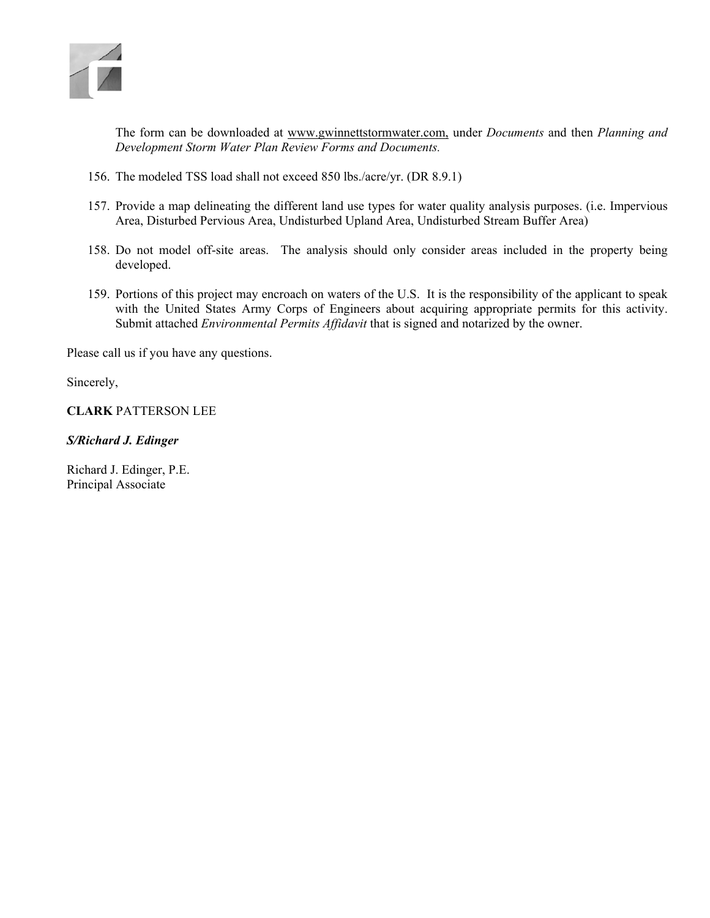The form can be downloaded at www.gwinnettstormwater.com, under *Documents* and then *Planning and Development Storm Water Plan Review Forms and Documents.*

156. The modeled TSS load shall not exceed 850 lbs./acre/yr. (DR 8.9.1)

157. Provide a map delineating the different land use types for water quality analysis purposes. (i.e. Impervious Area, Disturbed Pervious Area, Undisturbed Upland Area, Undisturbed Stream Buffer Area)

158. Do not model off-site areas. The analysis should only consider areas included in the property being developed.

159. Portions of this project may encroach on waters of the U.S. It is the responsibility of the applicant to speak with the United States Army Corps of Engineers about acquiring appropriate permits for this activity. Submit attached *Environmental Permits Affidavit* that is signed and notarized by the owner.

Please call us if you have any questions.

Sincerely,

**CLARK** PATTERSON LEE

***S/Richard J. Edinger***

Richard J. Edinger, P.E.
Principal Associate